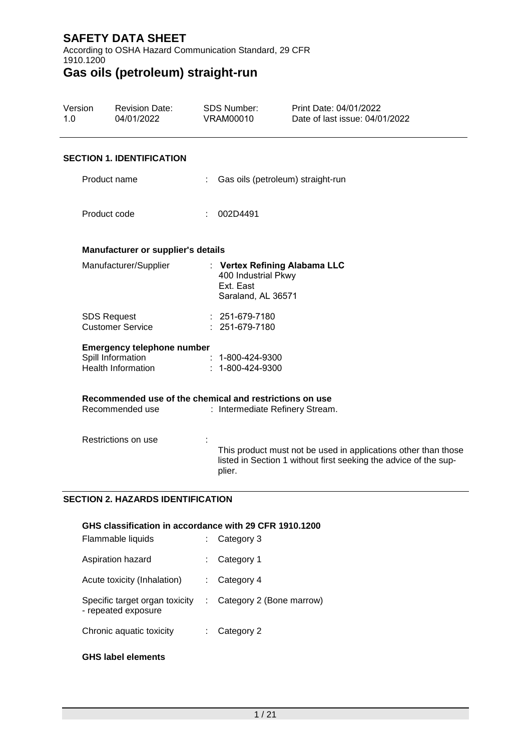# SAFETY DATA SHEET

According to OSHA Hazard Communication Standard, 29 CFR 1910.1200

# Gas oils (petroleum) straight-run

| Version | Revision Date: | SDS Number: | Print Date: 04/01/2022 |
|---|---|---|---|
| 1.0 | 04/01/2022 | VRAM00010 | Date of last issue: 04/01/2022 |

## SECTION 1. IDENTIFICATION

Product name : Gas oils (petroleum) straight-run

Product code : 002D4491

### Manufacturer or supplier's details

Manufacturer/Supplier : **Vertex Refining Alabama LLC**
400 Industrial Pkwy
Ext. East
Saraland, AL 36571

SDS Request : 251-679-7180
Customer Service : 251-679-7180

**Emergency telephone number**

Spill Information : 1-800-424-9300
Health Information : 1-800-424-9300

### Recommended use of the chemical and restrictions on use

Recommended use : Intermediate Refinery Stream.

Restrictions on use : This product must not be used in applications other than those listed in Section 1 without first seeking the advice of the supplier.

## SECTION 2. HAZARDS IDENTIFICATION

### GHS classification in accordance with 29 CFR 1910.1200

Flammable liquids : Category 3

Aspiration hazard : Category 1

Acute toxicity (Inhalation) : Category 4

Specific target organ toxicity - repeated exposure : Category 2 (Bone marrow)

Chronic aquatic toxicity : Category 2

### GHS label elements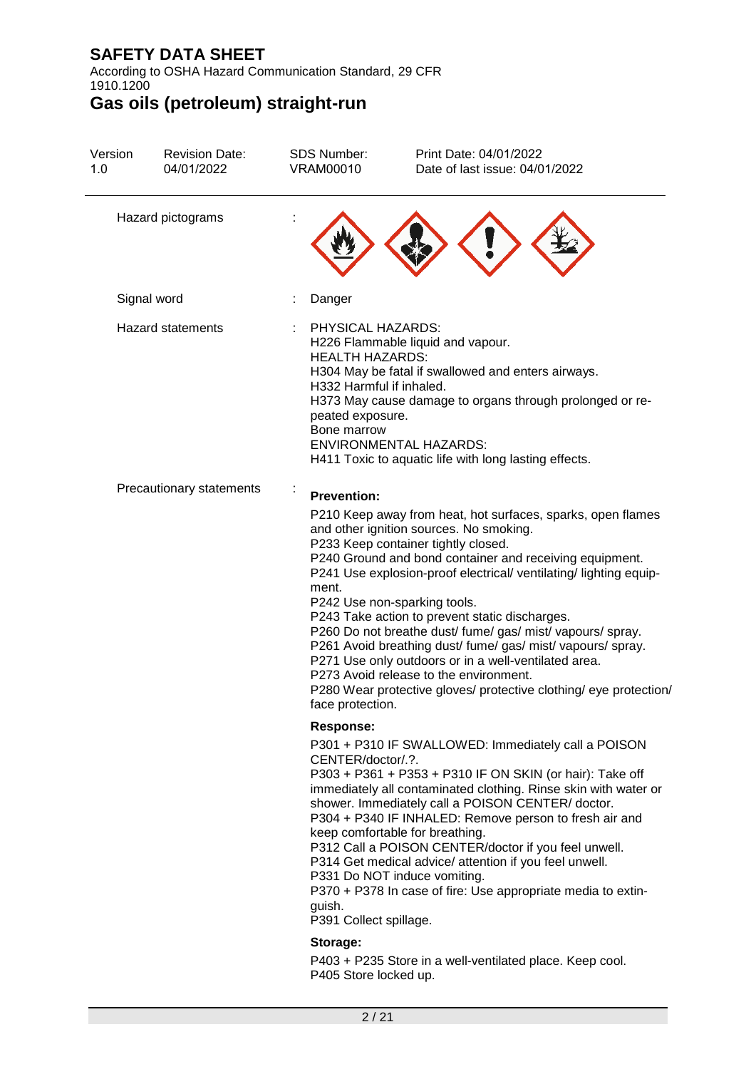| Version 1.0 | Revision Date: 04/01/2022 | SDS Number: VRAM00010 | Print Date: 04/01/2022 Date of last issue: 04/01/2022 |
|---|---|---|---|

Hazard pictograms :

Signal word : Danger

Hazard statements : PHYSICAL HAZARDS:
H226 Flammable liquid and vapour.
HEALTH HAZARDS:
H304 May be fatal if swallowed and enters airways.
H332 Harmful if inhaled.
H373 May cause damage to organs through prolonged or repeated exposure.
Bone marrow
ENVIRONMENTAL HAZARDS:
H411 Toxic to aquatic life with long lasting effects.

Precautionary statements :

**Prevention:**

P210 Keep away from heat, hot surfaces, sparks, open flames and other ignition sources. No smoking.
P233 Keep container tightly closed.
P240 Ground and bond container and receiving equipment.
P241 Use explosion-proof electrical/ ventilating/ lighting equipment.
P242 Use non-sparking tools.
P243 Take action to prevent static discharges.
P260 Do not breathe dust/ fume/ gas/ mist/ vapours/ spray.
P261 Avoid breathing dust/ fume/ gas/ mist/ vapours/ spray.
P271 Use only outdoors or in a well-ventilated area.
P273 Avoid release to the environment.
P280 Wear protective gloves/ protective clothing/ eye protection/ face protection.

**Response:**

P301 + P310 IF SWALLOWED: Immediately call a POISON CENTER/doctor/.?.
P303 + P361 + P353 + P310 IF ON SKIN (or hair): Take off immediately all contaminated clothing. Rinse skin with water or shower. Immediately call a POISON CENTER/ doctor.
P304 + P340 IF INHALED: Remove person to fresh air and keep comfortable for breathing.
P312 Call a POISON CENTER/doctor if you feel unwell.
P314 Get medical advice/ attention if you feel unwell.
P331 Do NOT induce vomiting.
P370 + P378 In case of fire: Use appropriate media to extinguish.
P391 Collect spillage.

**Storage:**

P403 + P235 Store in a well-ventilated place. Keep cool.
P405 Store locked up.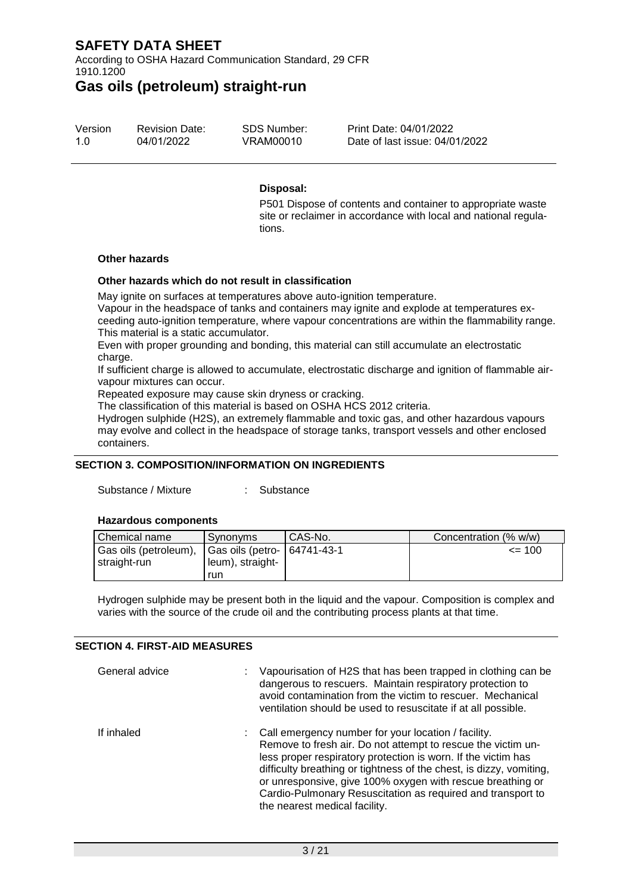**Disposal:**

P501 Dispose of contents and container to appropriate waste site or reclaimer in accordance with local and national regulations.

**Other hazards**

**Other hazards which do not result in classification**

May ignite on surfaces at temperatures above auto-ignition temperature.
Vapour in the headspace of tanks and containers may ignite and explode at temperatures exceeding auto-ignition temperature, where vapour concentrations are within the flammability range.
This material is a static accumulator.
Even with proper grounding and bonding, this material can still accumulate an electrostatic charge.
If sufficient charge is allowed to accumulate, electrostatic discharge and ignition of flammable air-vapour mixtures can occur.
Repeated exposure may cause skin dryness or cracking.
The classification of this material is based on OSHA HCS 2012 criteria.
Hydrogen sulphide ($H_2S$), an extremely flammable and toxic gas, and other hazardous vapours may evolve and collect in the headspace of storage tanks, transport vessels and other enclosed containers.

## SECTION 3. COMPOSITION/INFORMATION ON INGREDIENTS

Substance / Mixture : Substance

**Hazardous components**

| Chemical name | Synonyms | CAS-No. | Concentration (% w/w) |
|---|---|---|---|
| Gas oils (petroleum), straight-run | Gas oils (petroleum), straight-run | 64741-43-1 | <= 100 |

Hydrogen sulphide may be present both in the liquid and the vapour. Composition is complex and varies with the source of the crude oil and the contributing process plants at that time.

## SECTION 4. FIRST-AID MEASURES

General advice : Vapourisation of $H_2S$ that has been trapped in clothing can be dangerous to rescuers. Maintain respiratory protection to avoid contamination from the victim to rescuer. Mechanical ventilation should be used to resuscitate if at all possible.

If inhaled : Call emergency number for your location / facility. Remove to fresh air. Do not attempt to rescue the victim unless proper respiratory protection is worn. If the victim has difficulty breathing or tightness of the chest, is dizzy, vomiting, or unresponsive, give 100% oxygen with rescue breathing or Cardio-Pulmonary Resuscitation as required and transport to the nearest medical facility.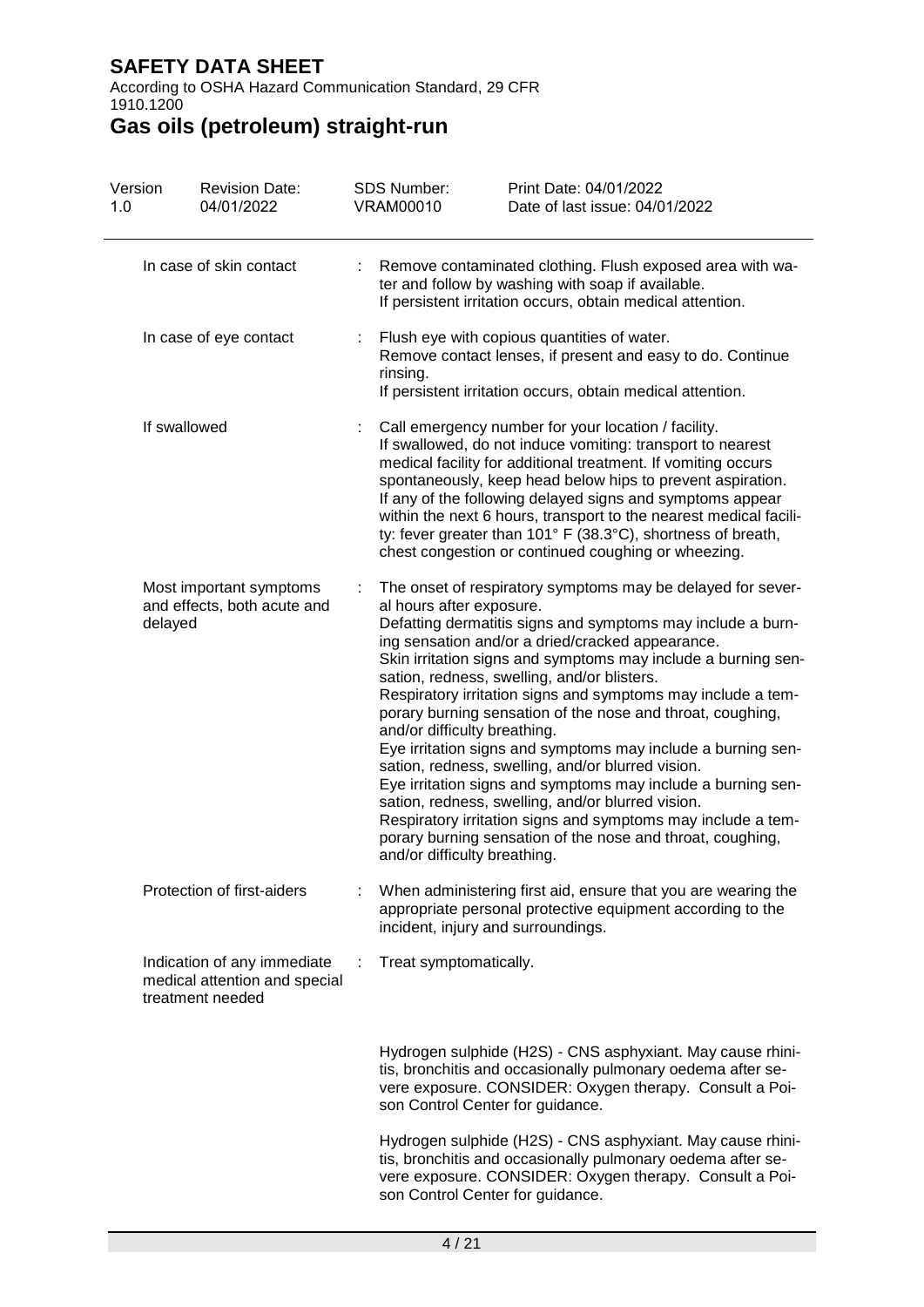| | |
|---|---|
| In case of skin contact | Remove contaminated clothing. Flush exposed area with water and follow by washing with soap if available.<br>If persistent irritation occurs, obtain medical attention. |
| In case of eye contact | Flush eye with copious quantities of water.<br>Remove contact lenses, if present and easy to do. Continue rinsing.<br>If persistent irritation occurs, obtain medical attention. |
| If swallowed | Call emergency number for your location / facility.<br>If swallowed, do not induce vomiting: transport to nearest medical facility for additional treatment. If vomiting occurs spontaneously, keep head below hips to prevent aspiration.<br>If any of the following delayed signs and symptoms appear within the next 6 hours, transport to the nearest medical facility: fever greater than 101° F (38.3°C), shortness of breath, chest congestion or continued coughing or wheezing. |
| Most important symptoms and effects, both acute and delayed | The onset of respiratory symptoms may be delayed for several hours after exposure.<br>Defatting dermatitis signs and symptoms may include a burning sensation and/or a dried/cracked appearance.<br>Skin irritation signs and symptoms may include a burning sensation, redness, swelling, and/or blisters.<br>Respiratory irritation signs and symptoms may include a temporary burning sensation of the nose and throat, coughing, and/or difficulty breathing.<br>Eye irritation signs and symptoms may include a burning sensation, redness, swelling, and/or blurred vision.<br>Eye irritation signs and symptoms may include a burning sensation, redness, swelling, and/or blurred vision.<br>Respiratory irritation signs and symptoms may include a temporary burning sensation of the nose and throat, coughing, and/or difficulty breathing. |
| Protection of first-aiders | When administering first aid, ensure that you are wearing the appropriate personal protective equipment according to the incident, injury and surroundings. |
| Indication of any immediate medical attention and special treatment needed | Treat symptomatically. |

Hydrogen sulphide ($H_2S$) - CNS asphyxiant. May cause rhinitis, bronchitis and occasionally pulmonary oedema after severe exposure. CONSIDER: Oxygen therapy. Consult a Poison Control Center for guidance.

Hydrogen sulphide ($H_2S$) - CNS asphyxiant. May cause rhinitis, bronchitis and occasionally pulmonary oedema after severe exposure. CONSIDER: Oxygen therapy. Consult a Poison Control Center for guidance.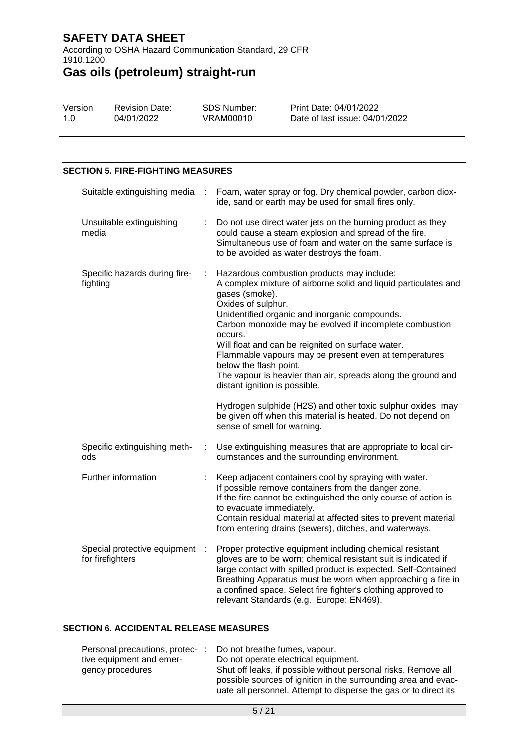## SECTION 5. FIRE-FIGHTING MEASURES

| | |
|---|---|
| Suitable extinguishing media | Foam, water spray or fog. Dry chemical powder, carbon dioxide, sand or earth may be used for small fires only. |
| Unsuitable extinguishing media | Do not use direct water jets on the burning product as they could cause a steam explosion and spread of the fire. Simultaneous use of foam and water on the same surface is to be avoided as water destroys the foam. |
| Specific hazards during fire-fighting | Hazardous combustion products may include:<br>A complex mixture of airborne solid and liquid particulates and gases (smoke).<br>Oxides of sulphur.<br>Unidentified organic and inorganic compounds.<br>Carbon monoxide may be evolved if incomplete combustion occurs.<br>Will float and can be reignited on surface water.<br>Flammable vapours may be present even at temperatures below the flash point.<br>The vapour is heavier than air, spreads along the ground and distant ignition is possible.<br><br>Hydrogen sulphide ($H_2S$) and other toxic sulphur oxides may be given off when this material is heated. Do not depend on sense of smell for warning. |
| Specific extinguishing methods | Use extinguishing measures that are appropriate to local circumstances and the surrounding environment. |
| Further information | Keep adjacent containers cool by spraying with water.<br>If possible remove containers from the danger zone.<br>If the fire cannot be extinguished the only course of action is to evacuate immediately.<br>Contain residual material at affected sites to prevent material from entering drains (sewers), ditches, and waterways. |
| Special protective equipment for firefighters | Proper protective equipment including chemical resistant gloves are to be worn; chemical resistant suit is indicated if large contact with spilled product is expected. Self-Contained Breathing Apparatus must be worn when approaching a fire in a confined space. Select fire fighter's clothing approved to relevant Standards (e.g. Europe: EN469). |

## SECTION 6. ACCIDENTAL RELEASE MEASURES

| | |
|---|---|
| Personal precautions, protective equipment and emergency procedures | Do not breathe fumes, vapour.<br>Do not operate electrical equipment.<br>Shut off leaks, if possible without personal risks. Remove all possible sources of ignition in the surrounding area and evacuate all personnel. Attempt to disperse the gas or to direct its |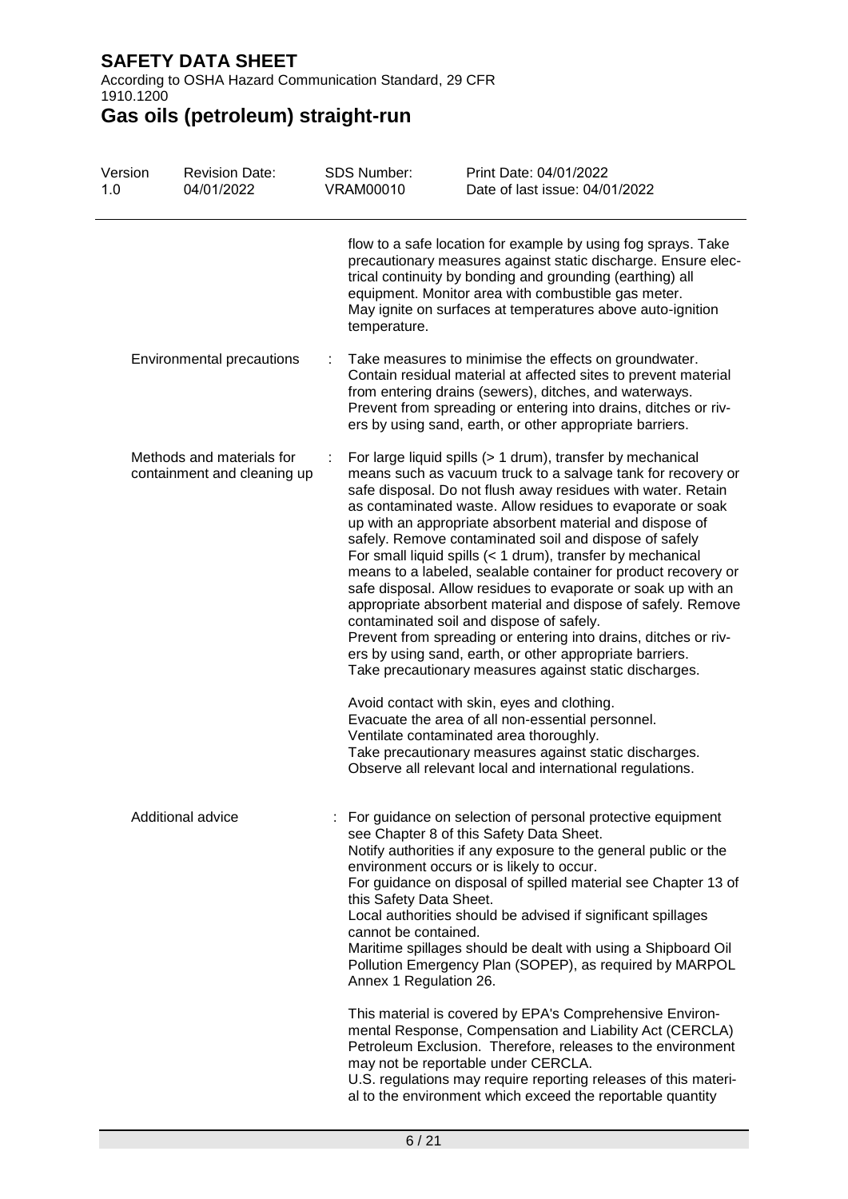flow to a safe location for example by using fog sprays. Take precautionary measures against static discharge. Ensure electrical continuity by bonding and grounding (earthing) all equipment. Monitor area with combustible gas meter.
May ignite on surfaces at temperatures above auto-ignition temperature.

Environmental precautions : Take measures to minimise the effects on groundwater.
Contain residual material at affected sites to prevent material from entering drains (sewers), ditches, and waterways.
Prevent from spreading or entering into drains, ditches or rivers by using sand, earth, or other appropriate barriers.

Methods and materials for containment and cleaning up : For large liquid spills (> 1 drum), transfer by mechanical means such as vacuum truck to a salvage tank for recovery or safe disposal. Do not flush away residues with water. Retain as contaminated waste. Allow residues to evaporate or soak up with an appropriate absorbent material and dispose of safely. Remove contaminated soil and dispose of safely
For small liquid spills (< 1 drum), transfer by mechanical means to a labeled, sealable container for product recovery or safe disposal. Allow residues to evaporate or soak up with an appropriate absorbent material and dispose of safely. Remove contaminated soil and dispose of safely.
Prevent from spreading or entering into drains, ditches or rivers by using sand, earth, or other appropriate barriers.
Take precautionary measures against static discharges.

Avoid contact with skin, eyes and clothing.
Evacuate the area of all non-essential personnel.
Ventilate contaminated area thoroughly.
Take precautionary measures against static discharges.
Observe all relevant local and international regulations.

Additional advice : For guidance on selection of personal protective equipment see Chapter 8 of this Safety Data Sheet.
Notify authorities if any exposure to the general public or the environment occurs or is likely to occur.
For guidance on disposal of spilled material see Chapter 13 of this Safety Data Sheet.
Local authorities should be advised if significant spillages cannot be contained.
Maritime spillages should be dealt with using a Shipboard Oil Pollution Emergency Plan (SOPEP), as required by MARPOL Annex 1 Regulation 26.

This material is covered by EPA's Comprehensive Environmental Response, Compensation and Liability Act (CERCLA) Petroleum Exclusion. Therefore, releases to the environment may not be reportable under CERCLA.
U.S. regulations may require reporting releases of this material to the environment which exceed the reportable quantity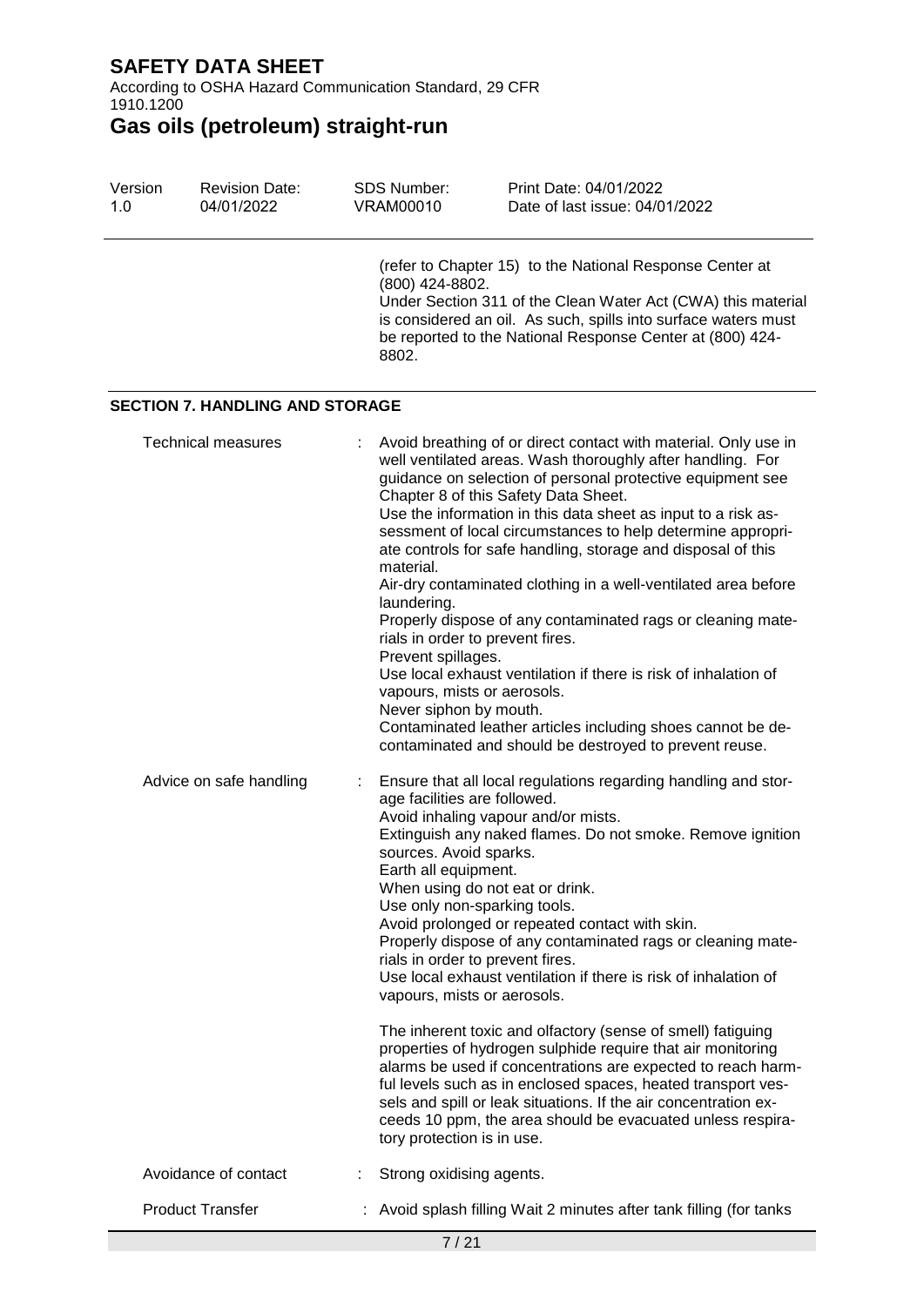(refer to Chapter 15) to the National Response Center at (800) 424-8802.
Under Section 311 of the Clean Water Act (CWA) this material is considered an oil. As such, spills into surface waters must be reported to the National Response Center at (800) 424-8802.

## SECTION 7. HANDLING AND STORAGE

| | | |
|---|---|---|
| Technical measures | : | Avoid breathing of or direct contact with material. Only use in well ventilated areas. Wash thoroughly after handling. For guidance on selection of personal protective equipment see Chapter 8 of this Safety Data Sheet. Use the information in this data sheet as input to a risk assessment of local circumstances to help determine appropriate controls for safe handling, storage and disposal of this material. Air-dry contaminated clothing in a well-ventilated area before laundering. Properly dispose of any contaminated rags or cleaning materials in order to prevent fires. Prevent spillages. Use local exhaust ventilation if there is risk of inhalation of vapours, mists or aerosols. Never siphon by mouth. Contaminated leather articles including shoes cannot be decontaminated and should be destroyed to prevent reuse. |
| Advice on safe handling | : | Ensure that all local regulations regarding handling and storage facilities are followed. Avoid inhaling vapour and/or mists. Extinguish any naked flames. Do not smoke. Remove ignition sources. Avoid sparks. Earth all equipment. When using do not eat or drink. Use only non-sparking tools. Avoid prolonged or repeated contact with skin. Properly dispose of any contaminated rags or cleaning materials in order to prevent fires. Use local exhaust ventilation if there is risk of inhalation of vapours, mists or aerosols.<br><br>The inherent toxic and olfactory (sense of smell) fatiguing properties of hydrogen sulphide require that air monitoring alarms be used if concentrations are expected to reach harmful levels such as in enclosed spaces, heated transport vessels and spill or leak situations. If the air concentration exceeds 10 ppm, the area should be evacuated unless respiratory protection is in use. |
| Avoidance of contact | : | Strong oxidising agents. |
| Product Transfer | : | Avoid splash filling Wait 2 minutes after tank filling (for tanks |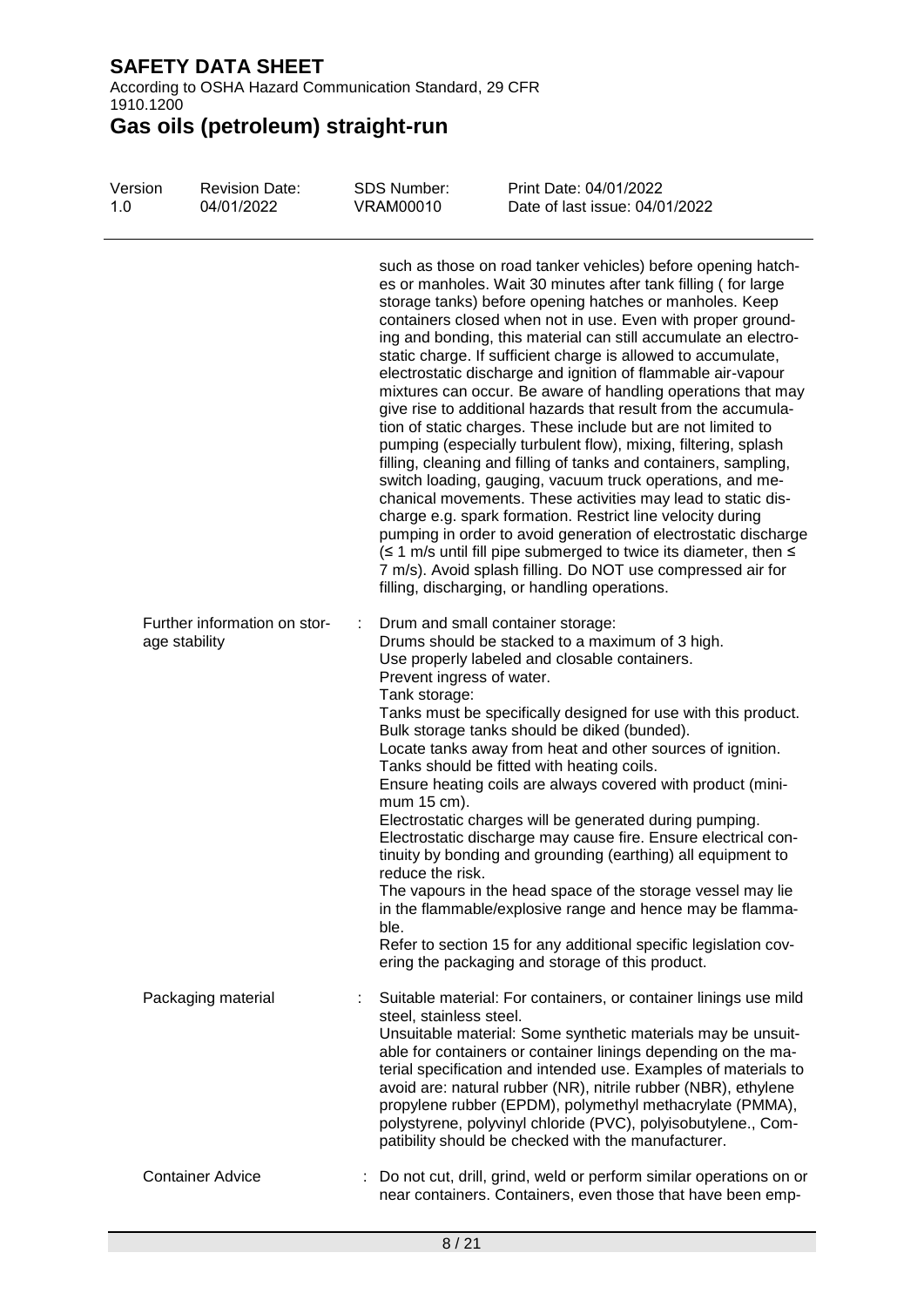such as those on road tanker vehicles) before opening hatches or manholes. Wait 30 minutes after tank filling ( for large storage tanks) before opening hatches or manholes. Keep containers closed when not in use. Even with proper grounding and bonding, this material can still accumulate an electrostatic charge. If sufficient charge is allowed to accumulate, electrostatic discharge and ignition of flammable air-vapour mixtures can occur. Be aware of handling operations that may give rise to additional hazards that result from the accumulation of static charges. These include but are not limited to pumping (especially turbulent flow), mixing, filtering, splash filling, cleaning and filling of tanks and containers, sampling, switch loading, gauging, vacuum truck operations, and mechanical movements. These activities may lead to static discharge e.g. spark formation. Restrict line velocity during pumping in order to avoid generation of electrostatic discharge (≤ 1 m/s until fill pipe submerged to twice its diameter, then ≤ 7 m/s). Avoid splash filling. Do NOT use compressed air for filling, discharging, or handling operations.

Further information on storage stability : Drum and small container storage:
Drums should be stacked to a maximum of 3 high.
Use properly labeled and closable containers.
Prevent ingress of water.
Tank storage:
Tanks must be specifically designed for use with this product.
Bulk storage tanks should be diked (bunded).
Locate tanks away from heat and other sources of ignition.
Tanks should be fitted with heating coils.
Ensure heating coils are always covered with product (minimum 15 cm).
Electrostatic charges will be generated during pumping.
Electrostatic discharge may cause fire. Ensure electrical continuity by bonding and grounding (earthing) all equipment to reduce the risk.
The vapours in the head space of the storage vessel may lie in the flammable/explosive range and hence may be flammable.
Refer to section 15 for any additional specific legislation covering the packaging and storage of this product.

Packaging material : Suitable material: For containers, or container linings use mild steel, stainless steel.
Unsuitable material: Some synthetic materials may be unsuitable for containers or container linings depending on the material specification and intended use. Examples of materials to avoid are: natural rubber (NR), nitrile rubber (NBR), ethylene propylene rubber (EPDM), polymethyl methacrylate (PMMA), polystyrene, polyvinyl chloride (PVC), polyisobutylene., Compatibility should be checked with the manufacturer.

Container Advice : Do not cut, drill, grind, weld or perform similar operations on or near containers. Containers, even those that have been emp-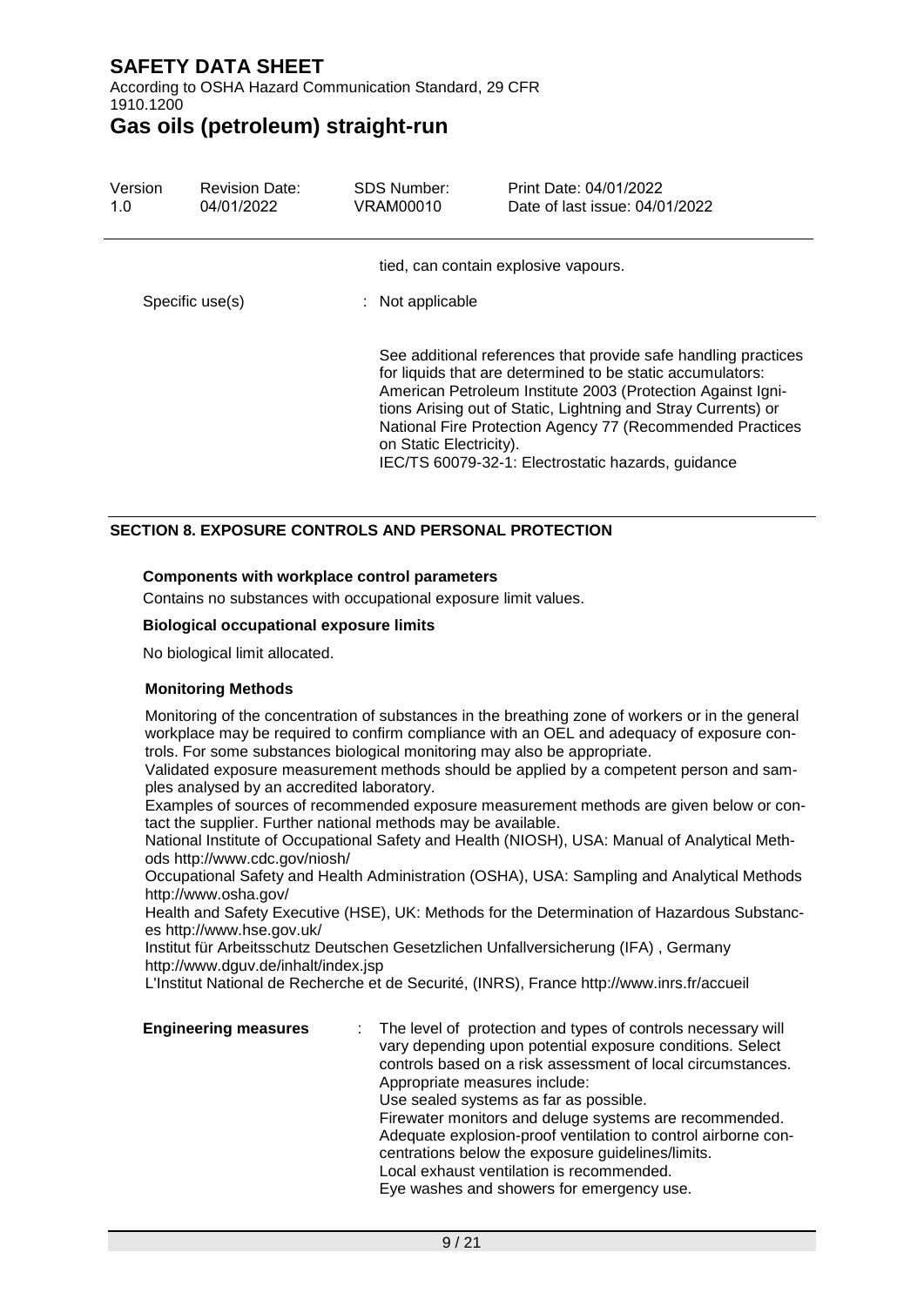tied, can contain explosive vapours.

Specific use(s) : Not applicable

See additional references that provide safe handling practices for liquids that are determined to be static accumulators: American Petroleum Institute 2003 (Protection Against Ignitions Arising out of Static, Lightning and Stray Currents) or National Fire Protection Agency 77 (Recommended Practices on Static Electricity).
IEC/TS 60079-32-1: Electrostatic hazards, guidance

## SECTION 8. EXPOSURE CONTROLS AND PERSONAL PROTECTION

**Components with workplace control parameters**

Contains no substances with occupational exposure limit values.

**Biological occupational exposure limits**

No biological limit allocated.

**Monitoring Methods**

Monitoring of the concentration of substances in the breathing zone of workers or in the general workplace may be required to confirm compliance with an OEL and adequacy of exposure controls. For some substances biological monitoring may also be appropriate.
Validated exposure measurement methods should be applied by a competent person and samples analysed by an accredited laboratory.
Examples of sources of recommended exposure measurement methods are given below or contact the supplier. Further national methods may be available.
National Institute of Occupational Safety and Health (NIOSH), USA: Manual of Analytical Methods http://www.cdc.gov/niosh/
Occupational Safety and Health Administration (OSHA), USA: Sampling and Analytical Methods http://www.osha.gov/
Health and Safety Executive (HSE), UK: Methods for the Determination of Hazardous Substances http://www.hse.gov.uk/
Institut für Arbeitsschutz Deutschen Gesetzlichen Unfallversicherung (IFA) , Germany http://www.dguv.de/inhalt/index.jsp
L'Institut National de Recherche et de Securité, (INRS), France http://www.inrs.fr/accueil

**Engineering measures** : The level of protection and types of controls necessary will vary depending upon potential exposure conditions. Select controls based on a risk assessment of local circumstances.
Appropriate measures include:
Use sealed systems as far as possible.
Firewater monitors and deluge systems are recommended.
Adequate explosion-proof ventilation to control airborne concentrations below the exposure guidelines/limits.
Local exhaust ventilation is recommended.
Eye washes and showers for emergency use.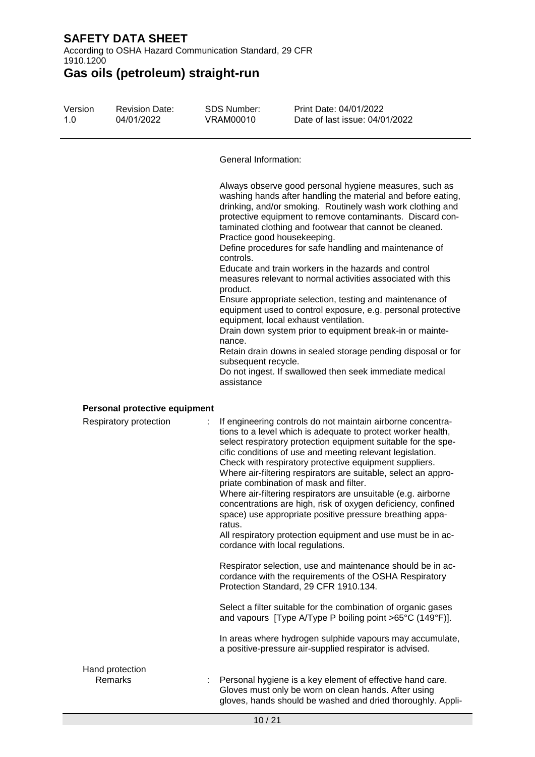General Information:

Always observe good personal hygiene measures, such as washing hands after handling the material and before eating, drinking, and/or smoking. Routinely wash work clothing and protective equipment to remove contaminants. Discard contaminated clothing and footwear that cannot be cleaned.
Practice good housekeeping.
Define procedures for safe handling and maintenance of controls.
Educate and train workers in the hazards and control measures relevant to normal activities associated with this product.
Ensure appropriate selection, testing and maintenance of equipment used to control exposure, e.g. personal protective equipment, local exhaust ventilation.
Drain down system prior to equipment break-in or maintenance.
Retain drain downs in sealed storage pending disposal or for subsequent recycle.
Do not ingest. If swallowed then seek immediate medical assistance

**Personal protective equipment**

Respiratory protection : If engineering controls do not maintain airborne concentrations to a level which is adequate to protect worker health, select respiratory protection equipment suitable for the specific conditions of use and meeting relevant legislation.
Check with respiratory protective equipment suppliers.
Where air-filtering respirators are suitable, select an appropriate combination of mask and filter.
Where air-filtering respirators are unsuitable (e.g. airborne concentrations are high, risk of oxygen deficiency, confined space) use appropriate positive pressure breathing apparatus.
All respiratory protection equipment and use must be in accordance with local regulations.

Respirator selection, use and maintenance should be in accordance with the requirements of the OSHA Respiratory Protection Standard, 29 CFR 1910.134.

Select a filter suitable for the combination of organic gases and vapours [Type A/Type P boiling point >65°C (149°F)].

In areas where hydrogen sulphide vapours may accumulate, a positive-pressure air-supplied respirator is advised.

Hand protection

Remarks : Personal hygiene is a key element of effective hand care. Gloves must only be worn on clean hands. After using gloves, hands should be washed and dried thoroughly. Appli-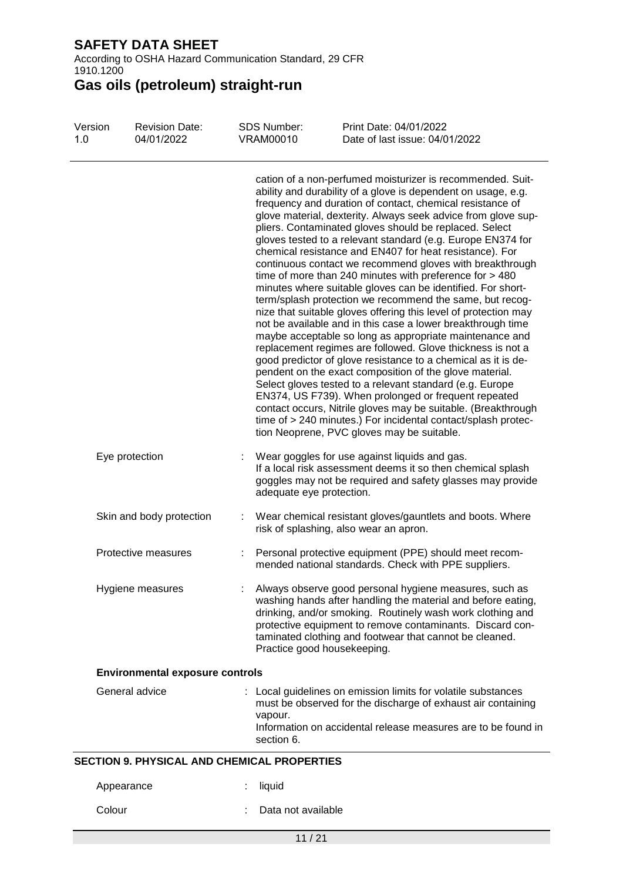cation of a non-perfumed moisturizer is recommended. Suitability and durability of a glove is dependent on usage, e.g. frequency and duration of contact, chemical resistance of glove material, dexterity. Always seek advice from glove suppliers. Contaminated gloves should be replaced. Select gloves tested to a relevant standard (e.g. Europe EN374 for chemical resistance and EN407 for heat resistance). For continuous contact we recommend gloves with breakthrough time of more than 240 minutes with preference for > 480 minutes where suitable gloves can be identified. For short-term/splash protection we recommend the same, but recognize that suitable gloves offering this level of protection may not be available and in this case a lower breakthrough time maybe acceptable so long as appropriate maintenance and replacement regimes are followed. Glove thickness is not a good predictor of glove resistance to a chemical as it is dependent on the exact composition of the glove material. Select gloves tested to a relevant standard (e.g. Europe EN374, US F739). When prolonged or frequent repeated contact occurs, Nitrile gloves may be suitable. (Breakthrough time of > 240 minutes.) For incidental contact/splash protection Neoprene, PVC gloves may be suitable.

Eye protection : Wear goggles for use against liquids and gas. If a local risk assessment deems it so then chemical splash goggles may not be required and safety glasses may provide adequate eye protection.

Skin and body protection : Wear chemical resistant gloves/gauntlets and boots. Where risk of splashing, also wear an apron.

Protective measures : Personal protective equipment (PPE) should meet recommended national standards. Check with PPE suppliers.

Hygiene measures : Always observe good personal hygiene measures, such as washing hands after handling the material and before eating, drinking, and/or smoking. Routinely wash work clothing and protective equipment to remove contaminants. Discard contaminated clothing and footwear that cannot be cleaned. Practice good housekeeping.

**Environmental exposure controls**

General advice : Local guidelines on emission limits for volatile substances must be observed for the discharge of exhaust air containing vapour. Information on accidental release measures are to be found in section 6.

## SECTION 9. PHYSICAL AND CHEMICAL PROPERTIES

Appearance : liquid

Colour : Data not available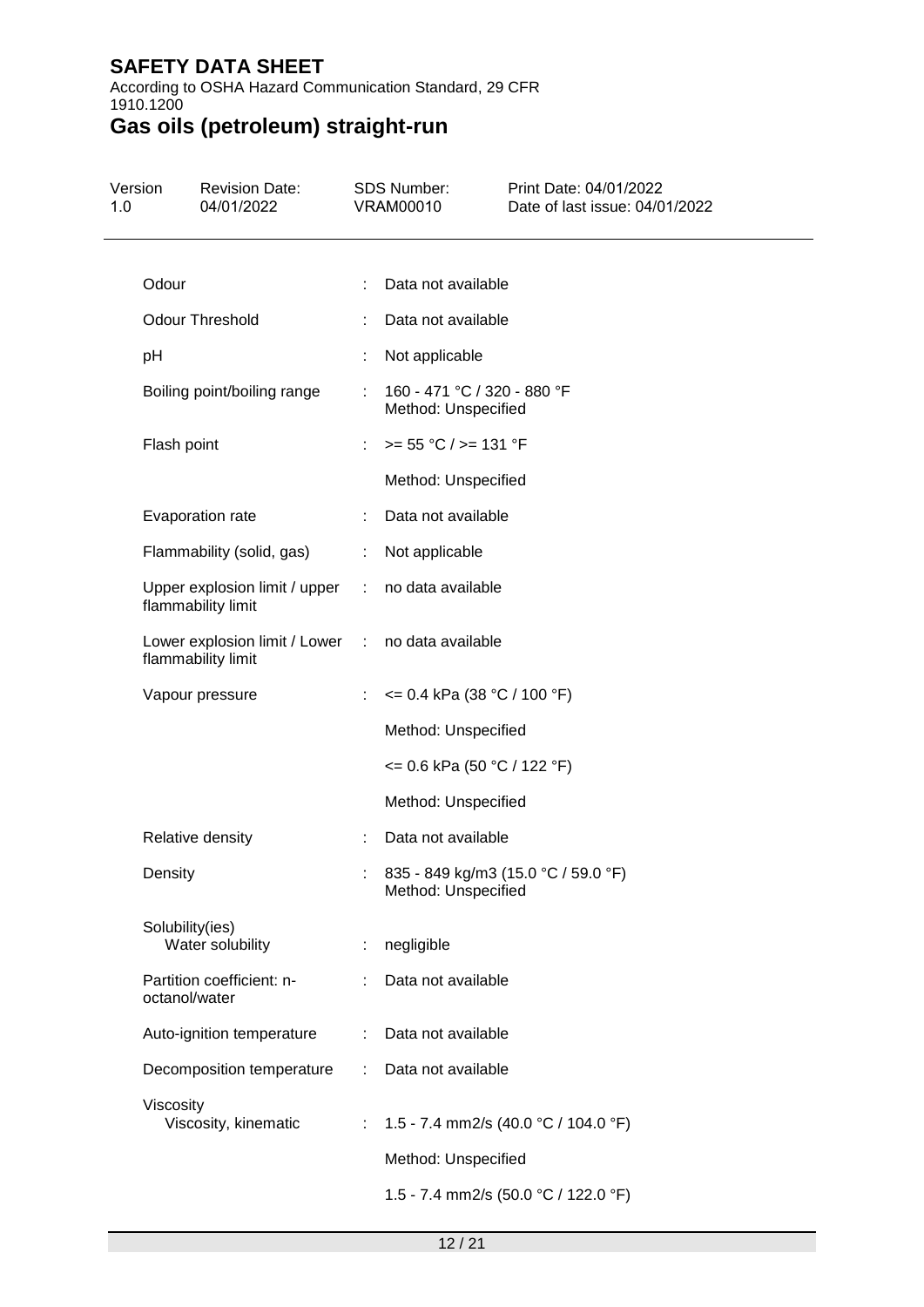| Property | | Value |
|---|---|---|
| Odour | : | Data not available |
| Odour Threshold | : | Data not available |
| pH | : | Not applicable |
| Boiling point/boiling range | : | 160 - 471 °C / 320 - 880 °F<br>Method: Unspecified |
| Flash point | : | >= 55 °C / >= 131 °F<br><br>Method: Unspecified |
| Evaporation rate | : | Data not available |
| Flammability (solid, gas) | : | Not applicable |
| Upper explosion limit / upper flammability limit | : | no data available |
| Lower explosion limit / Lower flammability limit | : | no data available |
| Vapour pressure | : | <= 0.4 kPa (38 °C / 100 °F)<br><br>Method: Unspecified<br><br><= 0.6 kPa (50 °C / 122 °F)<br><br>Method: Unspecified |
| Relative density | : | Data not available |
| Density | : | 835 - 849 kg/m3 (15.0 °C / 59.0 °F)<br>Method: Unspecified |
| Solubility(ies)<br>Water solubility | : | negligible |
| Partition coefficient: n-octanol/water | : | Data not available |
| Auto-ignition temperature | : | Data not available |
| Decomposition temperature | : | Data not available |
| Viscosity<br>Viscosity, kinematic | : | 1.5 - 7.4 mm2/s (40.0 °C / 104.0 °F)<br><br>Method: Unspecified<br><br>1.5 - 7.4 mm2/s (50.0 °C / 122.0 °F) |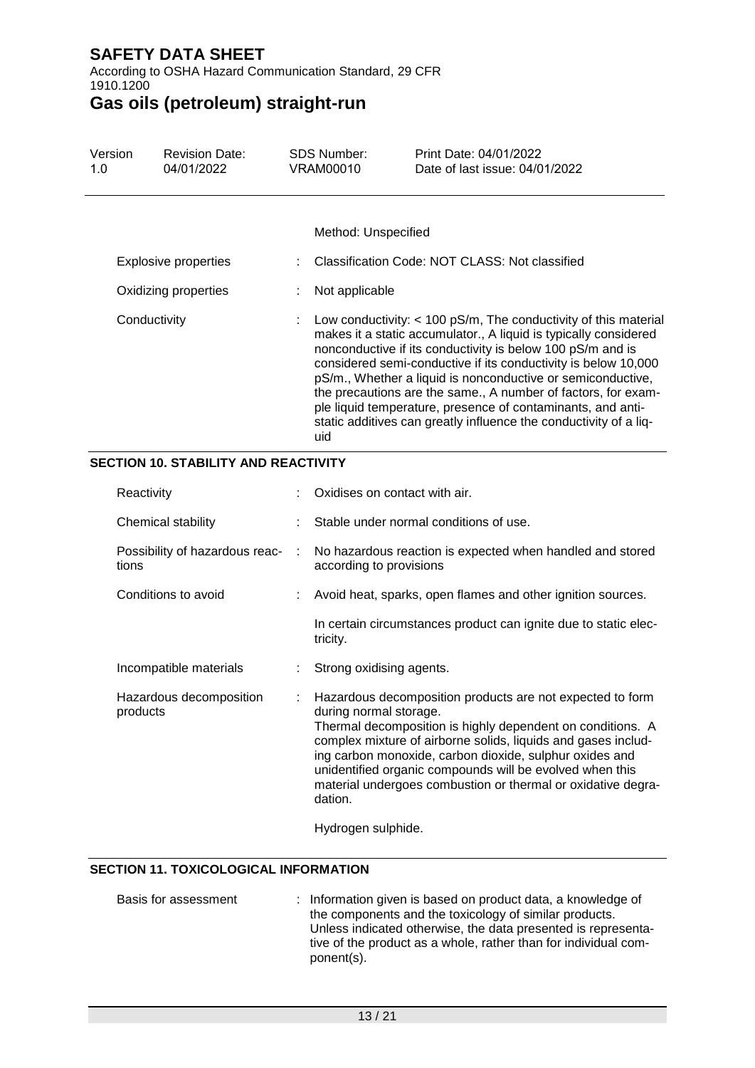| | | |
|---|---|---|
| | | Method: Unspecified |
| Explosive properties | : | Classification Code: NOT CLASS: Not classified |
| Oxidizing properties | : | Not applicable |
| Conductivity | : | Low conductivity: < 100 pS/m, The conductivity of this material makes it a static accumulator., A liquid is typically considered nonconductive if its conductivity is below 100 pS/m and is considered semi-conductive if its conductivity is below 10,000 pS/m., Whether a liquid is nonconductive or semiconductive, the precautions are the same., A number of factors, for example liquid temperature, presence of contaminants, and anti-static additives can greatly influence the conductivity of a liquid |

## SECTION 10. STABILITY AND REACTIVITY

| | | |
|---|---|---|
| Reactivity | : | Oxidises on contact with air. |
| Chemical stability | : | Stable under normal conditions of use. |
| Possibility of hazardous reactions | : | No hazardous reaction is expected when handled and stored according to provisions |
| Conditions to avoid | : | Avoid heat, sparks, open flames and other ignition sources.<br><br>In certain circumstances product can ignite due to static electricity. |
| Incompatible materials | : | Strong oxidising agents. |
| Hazardous decomposition products | : | Hazardous decomposition products are not expected to form during normal storage.<br>Thermal decomposition is highly dependent on conditions. A complex mixture of airborne solids, liquids and gases including carbon monoxide, carbon dioxide, sulphur oxides and unidentified organic compounds will be evolved when this material undergoes combustion or thermal or oxidative degradation.<br><br>Hydrogen sulphide. |

## SECTION 11. TOXICOLOGICAL INFORMATION

| | | |
|---|---|---|
| Basis for assessment | : | Information given is based on product data, a knowledge of the components and the toxicology of similar products.<br>Unless indicated otherwise, the data presented is representative of the product as a whole, rather than for individual component(s). |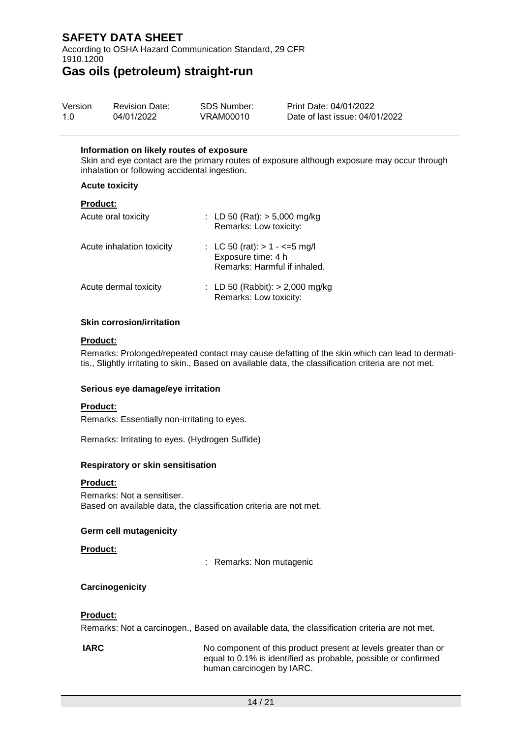#### Information on likely routes of exposure

Skin and eye contact are the primary routes of exposure although exposure may occur through inhalation or following accidental ingestion.

#### Acute toxicity

**Product:**

| | |
|---|---|
| Acute oral toxicity | : LD 50 (Rat): > 5,000 mg/kg<br>Remarks: Low toxicity: |
| Acute inhalation toxicity | : LC 50 (rat): > 1 - <=5 mg/l<br>Exposure time: 4 h<br>Remarks: Harmful if inhaled. |
| Acute dermal toxicity | : LD 50 (Rabbit): > 2,000 mg/kg<br>Remarks: Low toxicity: |

#### Skin corrosion/irritation

**Product:**

Remarks: Prolonged/repeated contact may cause defatting of the skin which can lead to dermatitis., Slightly irritating to skin., Based on available data, the classification criteria are not met.

#### Serious eye damage/eye irritation

**Product:**

Remarks: Essentially non-irritating to eyes.

Remarks: Irritating to eyes. (Hydrogen Sulfide)

#### Respiratory or skin sensitisation

**Product:**

Remarks: Not a sensitiser.
Based on available data, the classification criteria are not met.

#### Germ cell mutagenicity

**Product:**

: Remarks: Non mutagenic

#### Carcinogenicity

**Product:**

Remarks: Not a carcinogen., Based on available data, the classification criteria are not met.

| | |
|---|---|
| **IARC** | No component of this product present at levels greater than or equal to 0.1% is identified as probable, possible or confirmed human carcinogen by IARC. |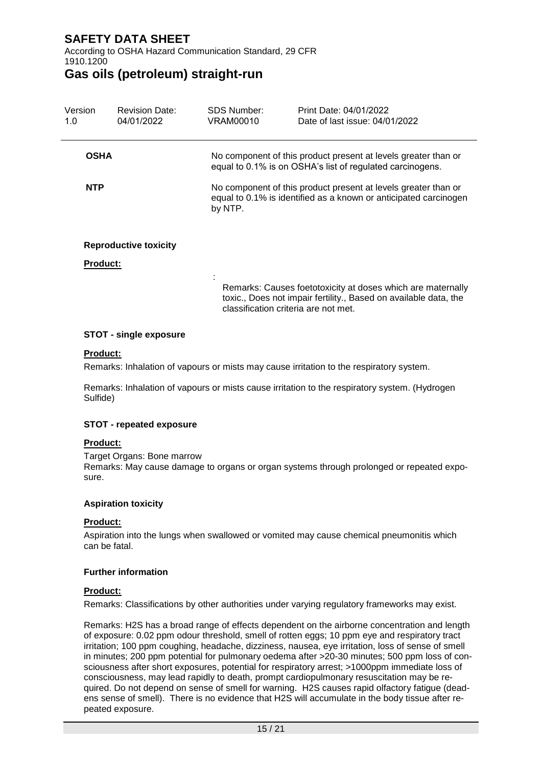| | |
|---|---|
| **OSHA** | No component of this product present at levels greater than or equal to 0.1% is on OSHA's list of regulated carcinogens. |
| **NTP** | No component of this product present at levels greater than or equal to 0.1% is identified as a known or anticipated carcinogen by NTP. |

**Reproductive toxicity**

**Product:**

:
Remarks: Causes foetotoxicity at doses which are maternally toxic., Does not impair fertility., Based on available data, the classification criteria are not met.

**STOT - single exposure**

**Product:**

Remarks: Inhalation of vapours or mists may cause irritation to the respiratory system.

Remarks: Inhalation of vapours or mists cause irritation to the respiratory system. (Hydrogen Sulfide)

**STOT - repeated exposure**

**Product:**

Target Organs: Bone marrow
Remarks: May cause damage to organs or organ systems through prolonged or repeated exposure.

**Aspiration toxicity**

**Product:**

Aspiration into the lungs when swallowed or vomited may cause chemical pneumonitis which can be fatal.

**Further information**

**Product:**

Remarks: Classifications by other authorities under varying regulatory frameworks may exist.

Remarks: H2S has a broad range of effects dependent on the airborne concentration and length of exposure: 0.02 ppm odour threshold, smell of rotten eggs; 10 ppm eye and respiratory tract irritation; 100 ppm coughing, headache, dizziness, nausea, eye irritation, loss of sense of smell in minutes; 200 ppm potential for pulmonary oedema after >20-30 minutes; 500 ppm loss of consciousness after short exposures, potential for respiratory arrest; >1000ppm immediate loss of consciousness, may lead rapidly to death, prompt cardiopulmonary resuscitation may be required. Do not depend on sense of smell for warning. H2S causes rapid olfactory fatigue (deadens sense of smell). There is no evidence that H2S will accumulate in the body tissue after repeated exposure.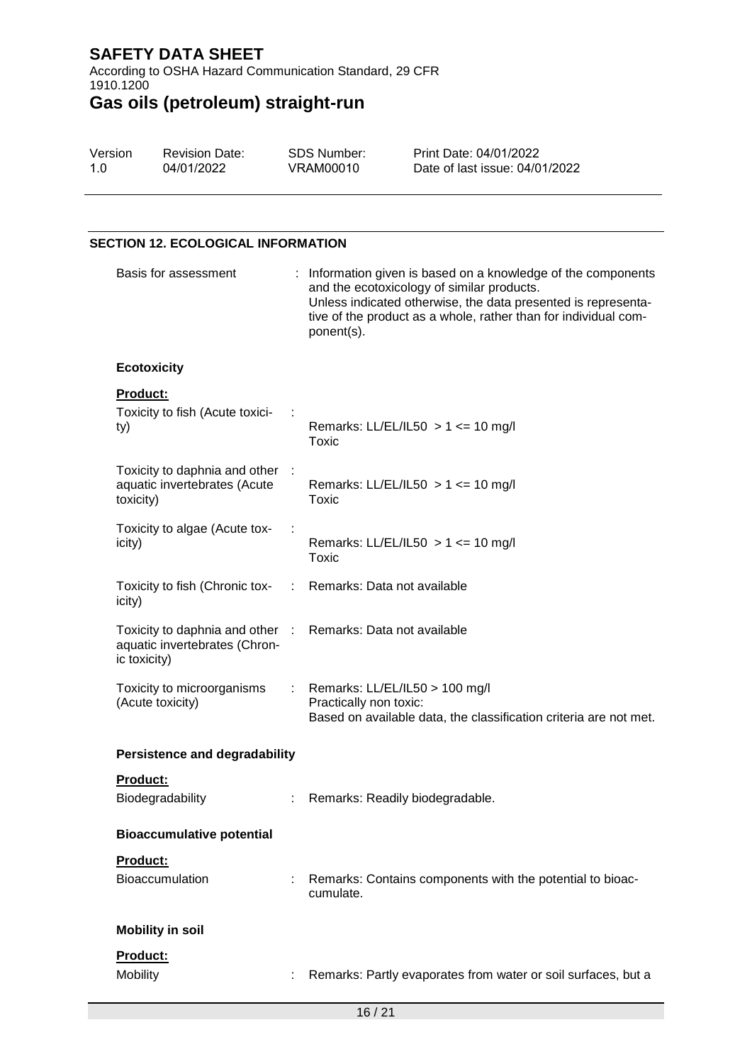## SECTION 12. ECOLOGICAL INFORMATION

| | | |
|---|---|---|
| Basis for assessment | : | Information given is based on a knowledge of the components and the ecotoxicology of similar products. Unless indicated otherwise, the data presented is representative of the product as a whole, rather than for individual component(s). |

### Ecotoxicity

**Product:**

| | | |
|---|---|---|
| Toxicity to fish (Acute toxicity) | : | Remarks: LL/EL/IL50 > 1 <= 10 mg/l<br>Toxic |
| Toxicity to daphnia and other aquatic invertebrates (Acute toxicity) | : | Remarks: LL/EL/IL50 > 1 <= 10 mg/l<br>Toxic |
| Toxicity to algae (Acute toxicity) | : | Remarks: LL/EL/IL50 > 1 <= 10 mg/l<br>Toxic |
| Toxicity to fish (Chronic toxicity) | : | Remarks: Data not available |
| Toxicity to daphnia and other aquatic invertebrates (Chronic toxicity) | : | Remarks: Data not available |
| Toxicity to microorganisms (Acute toxicity) | : | Remarks: LL/EL/IL50 > 100 mg/l<br>Practically non toxic:<br>Based on available data, the classification criteria are not met. |

### Persistence and degradability

**Product:**

| | | |
|---|---|---|
| Biodegradability | : | Remarks: Readily biodegradable. |

### Bioaccumulative potential

**Product:**

| | | |
|---|---|---|
| Bioaccumulation | : | Remarks: Contains components with the potential to bioaccumulate. |

### Mobility in soil

**Product:**

| | | |
|---|---|---|
| Mobility | : | Remarks: Partly evaporates from water or soil surfaces, but a |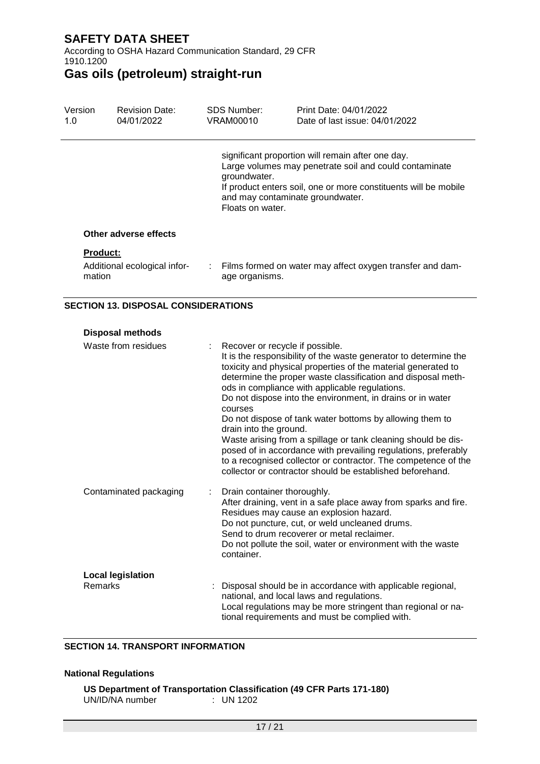significant proportion will remain after one day.
Large volumes may penetrate soil and could contaminate groundwater.
If product enters soil, one or more constituents will be mobile and may contaminate groundwater.
Floats on water.

**Other adverse effects**

**Product:**

Additional ecological information : Films formed on water may affect oxygen transfer and damage organisms.

## SECTION 13. DISPOSAL CONSIDERATIONS

**Disposal methods**

Waste from residues : Recover or recycle if possible.
It is the responsibility of the waste generator to determine the toxicity and physical properties of the material generated to determine the proper waste classification and disposal methods in compliance with applicable regulations.
Do not dispose into the environment, in drains or in water courses
Do not dispose of tank water bottoms by allowing them to drain into the ground.
Waste arising from a spillage or tank cleaning should be disposed of in accordance with prevailing regulations, preferably to a recognised collector or contractor. The competence of the collector or contractor should be established beforehand.

Contaminated packaging : Drain container thoroughly.
After draining, vent in a safe place away from sparks and fire.
Residues may cause an explosion hazard.
Do not puncture, cut, or weld uncleaned drums.
Send to drum recoverer or metal reclaimer.
Do not pollute the soil, water or environment with the waste container.

**Local legislation**

Remarks : Disposal should be in accordance with applicable regional, national, and local laws and regulations.
Local regulations may be more stringent than regional or national requirements and must be complied with.

## SECTION 14. TRANSPORT INFORMATION

**National Regulations**

**US Department of Transportation Classification (49 CFR Parts 171-180)**

UN/ID/NA number : UN 1202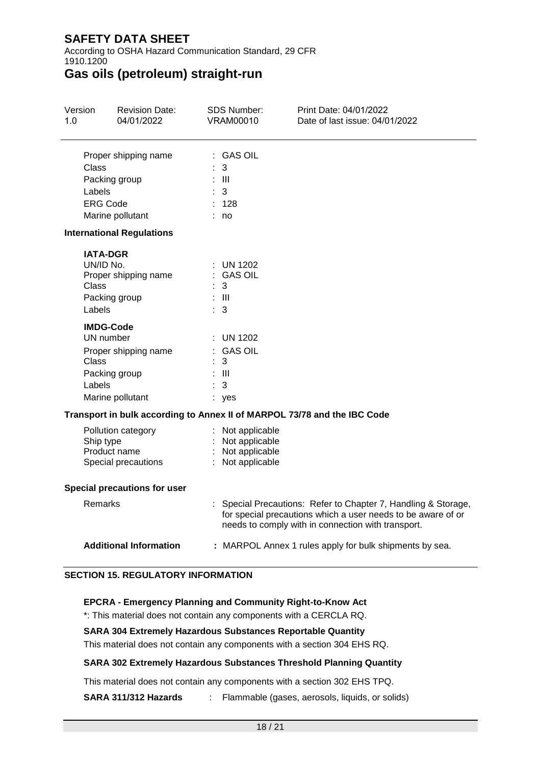| | |
|---|---|
| Proper shipping name | : GAS OIL |
| Class | : 3 |
| Packing group | : III |
| Labels | : 3 |
| ERG Code | : 128 |
| Marine pollutant | : no |

**International Regulations**

**IATA-DGR**

| | |
|---|---|
| UN/ID No. | : UN 1202 |
| Proper shipping name | : GAS OIL |
| Class | : 3 |
| Packing group | : III |
| Labels | : 3 |

**IMDG-Code**

| | |
|---|---|
| UN number | : UN 1202 |
| Proper shipping name | : GAS OIL |
| Class | : 3 |
| Packing group | : III |
| Labels | : 3 |
| Marine pollutant | : yes |

**Transport in bulk according to Annex II of MARPOL 73/78 and the IBC Code**

| | |
|---|---|
| Pollution category | : Not applicable |
| Ship type | : Not applicable |
| Product name | : Not applicable |
| Special precautions | : Not applicable |

**Special precautions for user**

| | |
|---|---|
| Remarks | : Special Precautions: Refer to Chapter 7, Handling & Storage, for special precautions which a user needs to be aware of or needs to comply with in connection with transport. |
| **Additional Information** | **:** MARPOL Annex 1 rules apply for bulk shipments by sea. |

## SECTION 15. REGULATORY INFORMATION

**EPCRA - Emergency Planning and Community Right-to-Know Act**

*: This material does not contain any components with a CERCLA RQ.

**SARA 304 Extremely Hazardous Substances Reportable Quantity**

This material does not contain any components with a section 304 EHS RQ.

**SARA 302 Extremely Hazardous Substances Threshold Planning Quantity**

This material does not contain any components with a section 302 EHS TPQ.

**SARA 311/312 Hazards** : Flammable (gases, aerosols, liquids, or solids)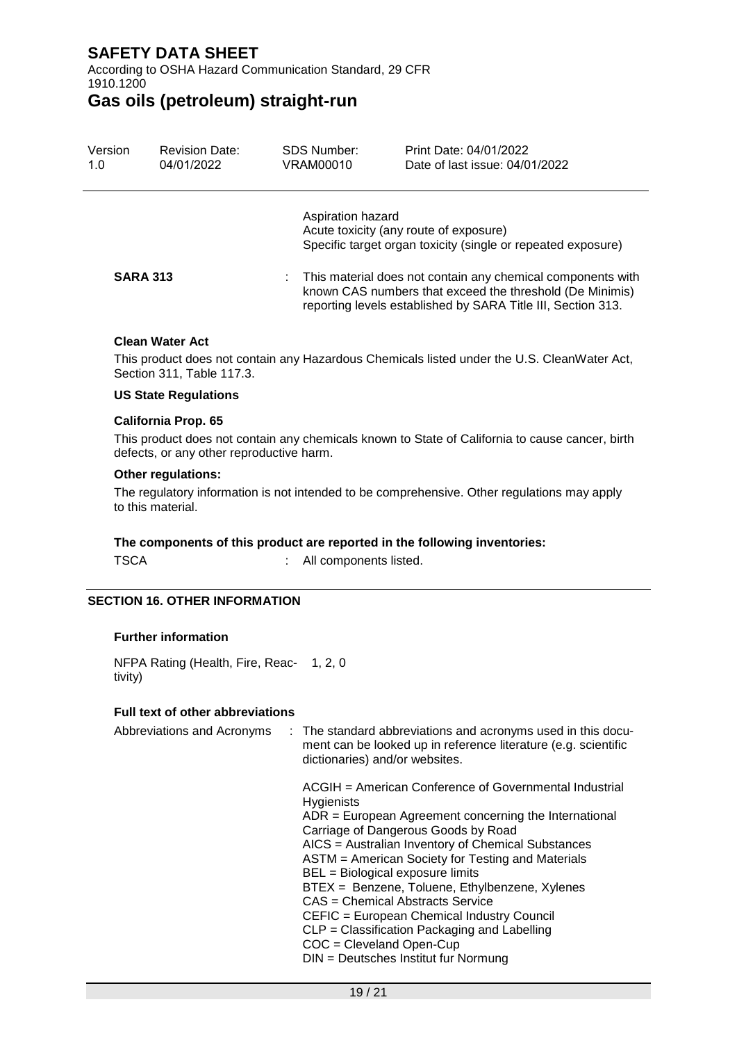Aspiration hazard
Acute toxicity (any route of exposure)
Specific target organ toxicity (single or repeated exposure)

**SARA 313** : This material does not contain any chemical components with known CAS numbers that exceed the threshold (De Minimis) reporting levels established by SARA Title III, Section 313.

**Clean Water Act**

This product does not contain any Hazardous Chemicals listed under the U.S. CleanWater Act, Section 311, Table 117.3.

**US State Regulations**

**California Prop. 65**

This product does not contain any chemicals known to State of California to cause cancer, birth defects, or any other reproductive harm.

**Other regulations:**

The regulatory information is not intended to be comprehensive. Other regulations may apply to this material.

**The components of this product are reported in the following inventories:**

TSCA : All components listed.

## SECTION 16. OTHER INFORMATION

**Further information**

NFPA Rating (Health, Fire, Reactivity) 1, 2, 0

**Full text of other abbreviations**

Abbreviations and Acronyms : The standard abbreviations and acronyms used in this document can be looked up in reference literature (e.g. scientific dictionaries) and/or websites.

ACGIH = American Conference of Governmental Industrial Hygienists
ADR = European Agreement concerning the International Carriage of Dangerous Goods by Road
AICS = Australian Inventory of Chemical Substances
ASTM = American Society for Testing and Materials
BEL = Biological exposure limits
BTEX = Benzene, Toluene, Ethylbenzene, Xylenes
CAS = Chemical Abstracts Service
CEFIC = European Chemical Industry Council
CLP = Classification Packaging and Labelling
COC = Cleveland Open-Cup
DIN = Deutsches Institut fur Normung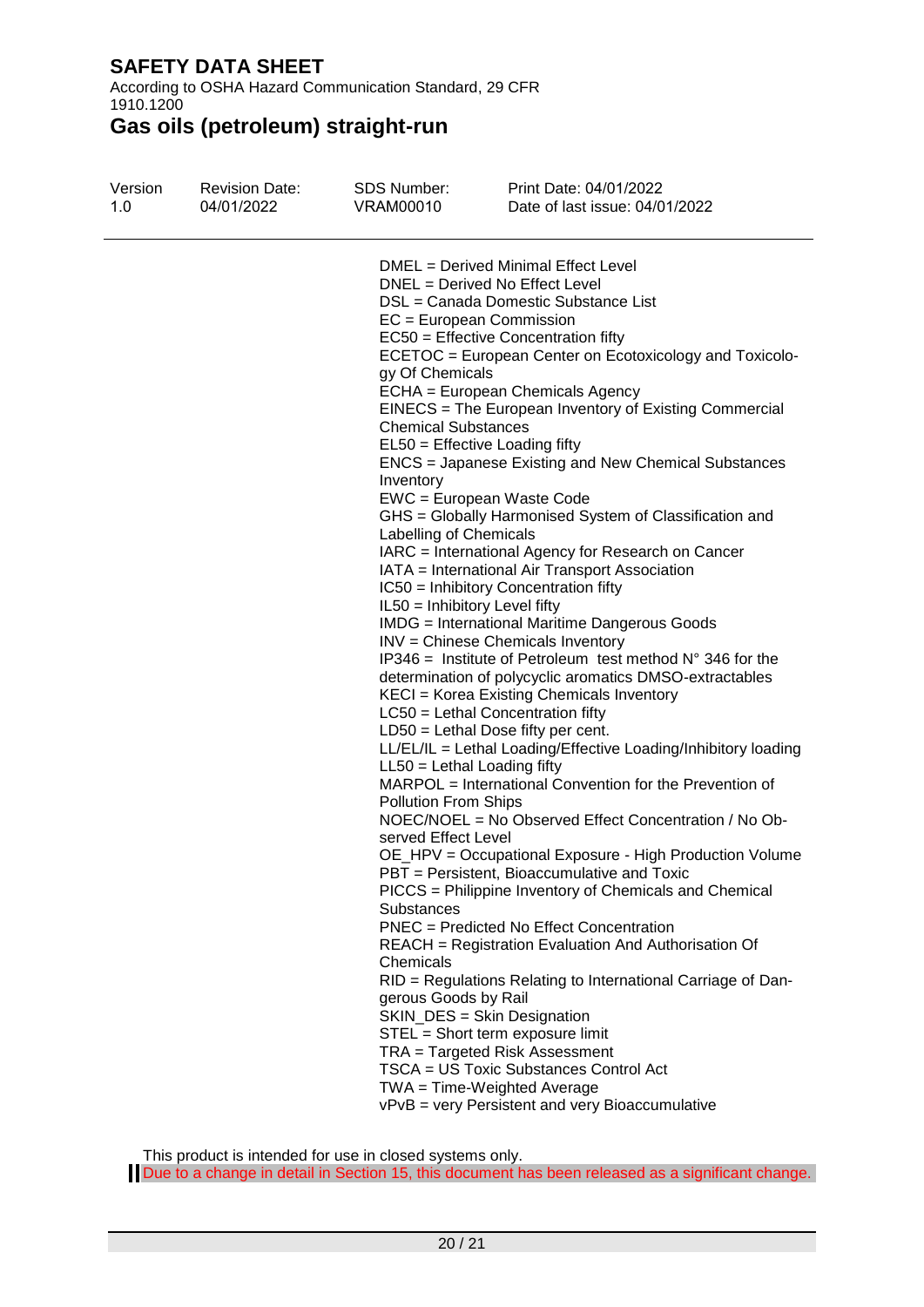DMEL = Derived Minimal Effect Level
DNEL = Derived No Effect Level
DSL = Canada Domestic Substance List
EC = European Commission
EC50 = Effective Concentration fifty
ECETOC = European Center on Ecotoxicology and Toxicology Of Chemicals
ECHA = European Chemicals Agency
EINECS = The European Inventory of Existing Commercial Chemical Substances
EL50 = Effective Loading fifty
ENCS = Japanese Existing and New Chemical Substances Inventory
EWC = European Waste Code
GHS = Globally Harmonised System of Classification and Labelling of Chemicals
IARC = International Agency for Research on Cancer
IATA = International Air Transport Association
IC50 = Inhibitory Concentration fifty
IL50 = Inhibitory Level fifty
IMDG = International Maritime Dangerous Goods
INV = Chinese Chemicals Inventory
IP346 = Institute of Petroleum test method N° 346 for the determination of polycyclic aromatics DMSO-extractables
KECI = Korea Existing Chemicals Inventory
LC50 = Lethal Concentration fifty
LD50 = Lethal Dose fifty per cent.
LL/EL/IL = Lethal Loading/Effective Loading/Inhibitory loading
LL50 = Lethal Loading fifty
MARPOL = International Convention for the Prevention of Pollution From Ships
NOEC/NOEL = No Observed Effect Concentration / No Observed Effect Level
OE_HPV = Occupational Exposure - High Production Volume
PBT = Persistent, Bioaccumulative and Toxic
PICCS = Philippine Inventory of Chemicals and Chemical Substances
PNEC = Predicted No Effect Concentration
REACH = Registration Evaluation And Authorisation Of Chemicals
RID = Regulations Relating to International Carriage of Dangerous Goods by Rail
SKIN_DES = Skin Designation
STEL = Short term exposure limit
TRA = Targeted Risk Assessment
TSCA = US Toxic Substances Control Act
TWA = Time-Weighted Average
vPvB = very Persistent and very Bioaccumulative

This product is intended for use in closed systems only.

Due to a change in detail in Section 15, this document has been released as a significant change.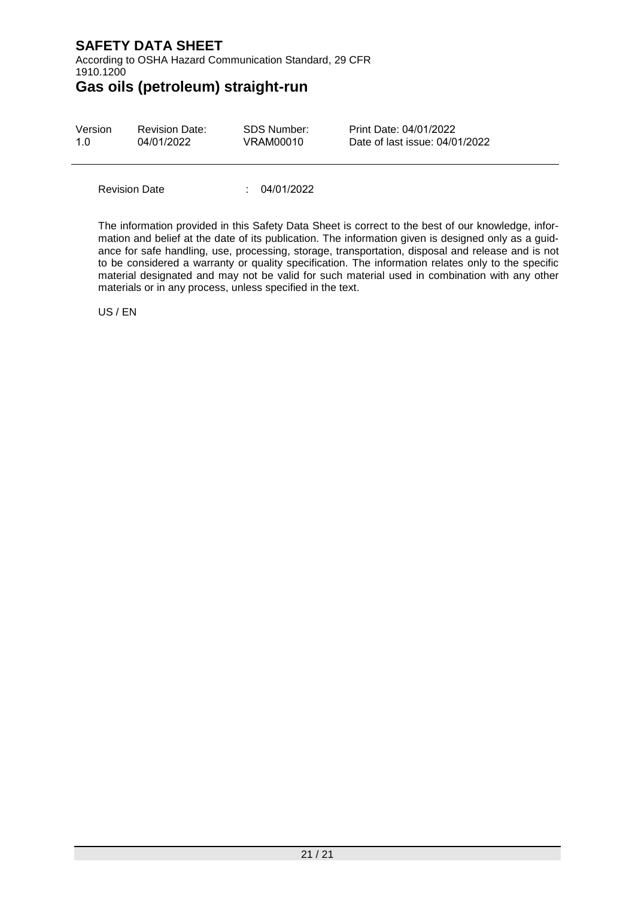Revision Date : 04/01/2022

The information provided in this Safety Data Sheet is correct to the best of our knowledge, information and belief at the date of its publication. The information given is designed only as a guidance for safe handling, use, processing, storage, transportation, disposal and release and is not to be considered a warranty or quality specification. The information relates only to the specific material designated and may not be valid for such material used in combination with any other materials or in any process, unless specified in the text.

US / EN